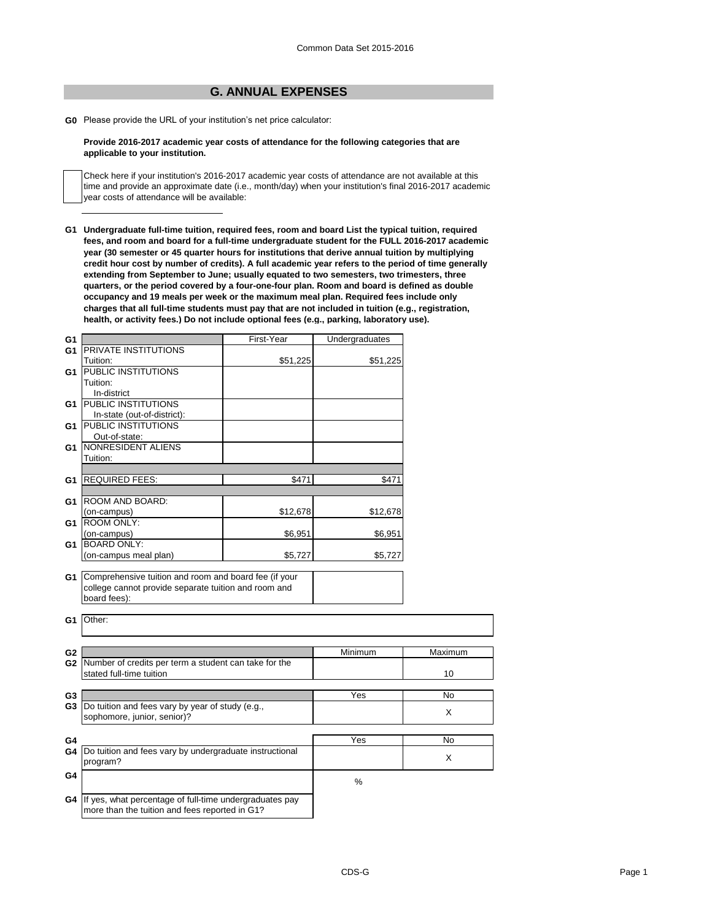Common Data Set 2015-2016

## G. ANNUAL EXPENSES

**G0** Please provide the URL of your institution's net price calculator:

**Provide 2016-2017 academic year costs of attendance for the following categories that are applicable to your institution.**

Check here if your institution's 2016-2017 academic year costs of attendance are not available at this time and provide an approximate date (i.e., month/day) when your institution's final 2016-2017 academic year costs of attendance will be available:

**G1 Undergraduate full-time tuition, required fees, room and board List the typical tuition, required fees, and room and board for a full-time undergraduate student for the FULL 2016-2017 academic year (30 semester or 45 quarter hours for institutions that derive annual tuition by multiplying credit hour cost by number of credits). A full academic year refers to the period of time generally extending from September to June; usually equated to two semesters, two trimesters, three quarters, or the period covered by a four-one-four plan. Room and board is defined as double occupancy and 19 meals per week or the maximum meal plan. Required fees include only charges that all full-time students must pay that are not included in tuition (e.g., registration, health, or activity fees.) Do not include optional fees (e.g., parking, laboratory use).**

| | | First-Year | Undergraduates |
|---|---|---|---|
| G1 | PRIVATE INSTITUTIONS Tuition: | $51,225 | $51,225 |
| G1 | PUBLIC INSTITUTIONS Tuition: In-district | | |
| G1 | PUBLIC INSTITUTIONS In-state (out-of-district): | | |
| G1 | PUBLIC INSTITUTIONS Out-of-state: | | |
| G1 | NONRESIDENT ALIENS Tuition: | | |
| G1 | REQUIRED FEES: | $471 | $471 |
| G1 | ROOM AND BOARD: (on-campus) | $12,678 | $12,678 |
| G1 | ROOM ONLY: (on-campus) | $6,951 | $6,951 |
| G1 | BOARD ONLY: (on-campus meal plan) | $5,727 | $5,727 |

| | | |
|---|---|---|
| G1 | Comprehensive tuition and room and board fee (if your college cannot provide separate tuition and room and board fees): | |

| | |
|---|---|
| G1 | Other: |

| | | Minimum | Maximum |
|---|---|---|---|
| G2 | Number of credits per term a student can take for the stated full-time tuition | | 10 |

| | | Yes | No |
|---|---|---|---|
| G3 | Do tuition and fees vary by year of study (e.g., sophomore, junior, senior)? | | X |

| | | Yes | No |
|---|---|---|---|
| G4 | Do tuition and fees vary by undergraduate instructional program? | | X |

| | | % |
|---|---|---|
| G4 | If yes, what percentage of full-time undergraduates pay more than the tuition and fees reported in G1? | |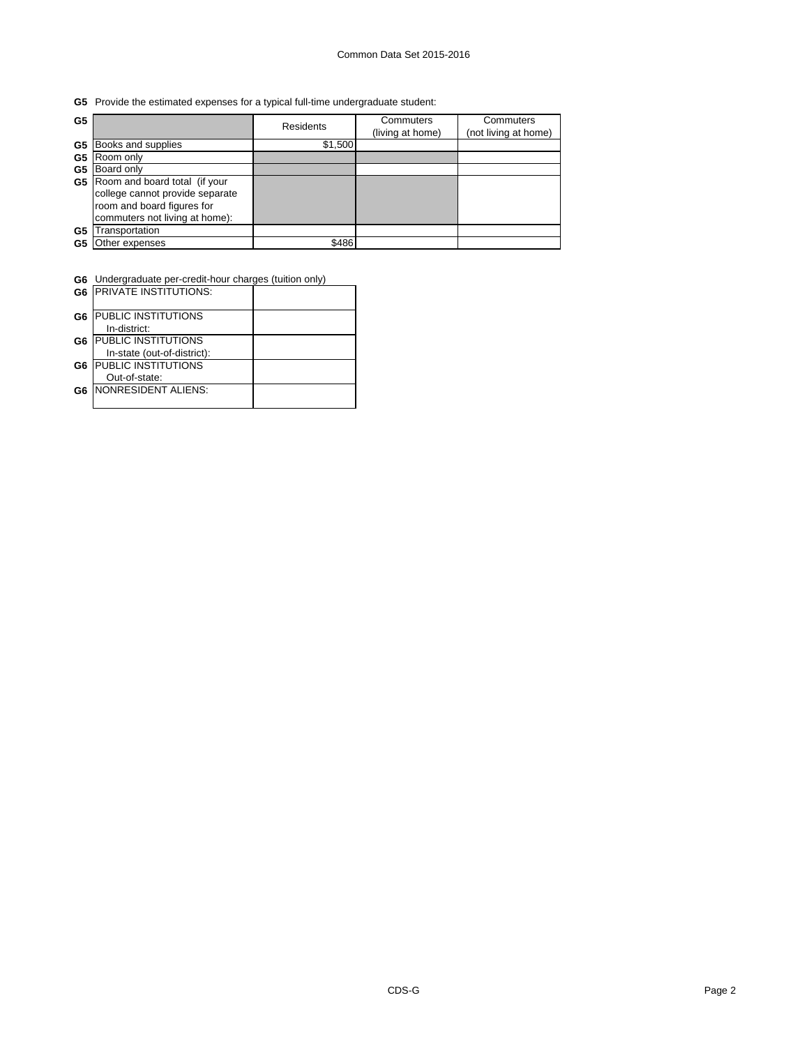**G5** Provide the estimated expenses for a typical full-time undergraduate student:

| | | Residents | Commuters (living at home) | Commuters (not living at home) |
|---|---|---|---|---|
| G5 | Books and supplies | $1,500 | | |
| G5 | Room only | | | |
| G5 | Board only | | | |
| G5 | Room and board total (if your college cannot provide separate room and board figures for commuters not living at home): | | | |
| G5 | Transportation | | | |
| G5 | Other expenses | $486 | | |

**G6** Undergraduate per-credit-hour charges (tuition only)

| | | |
|---|---|---|
| G6 | PRIVATE INSTITUTIONS: | |
| G6 | PUBLIC INSTITUTIONS In-district: | |
| G6 | PUBLIC INSTITUTIONS In-state (out-of-district): | |
| G6 | PUBLIC INSTITUTIONS Out-of-state: | |
| G6 | NONRESIDENT ALIENS: | |